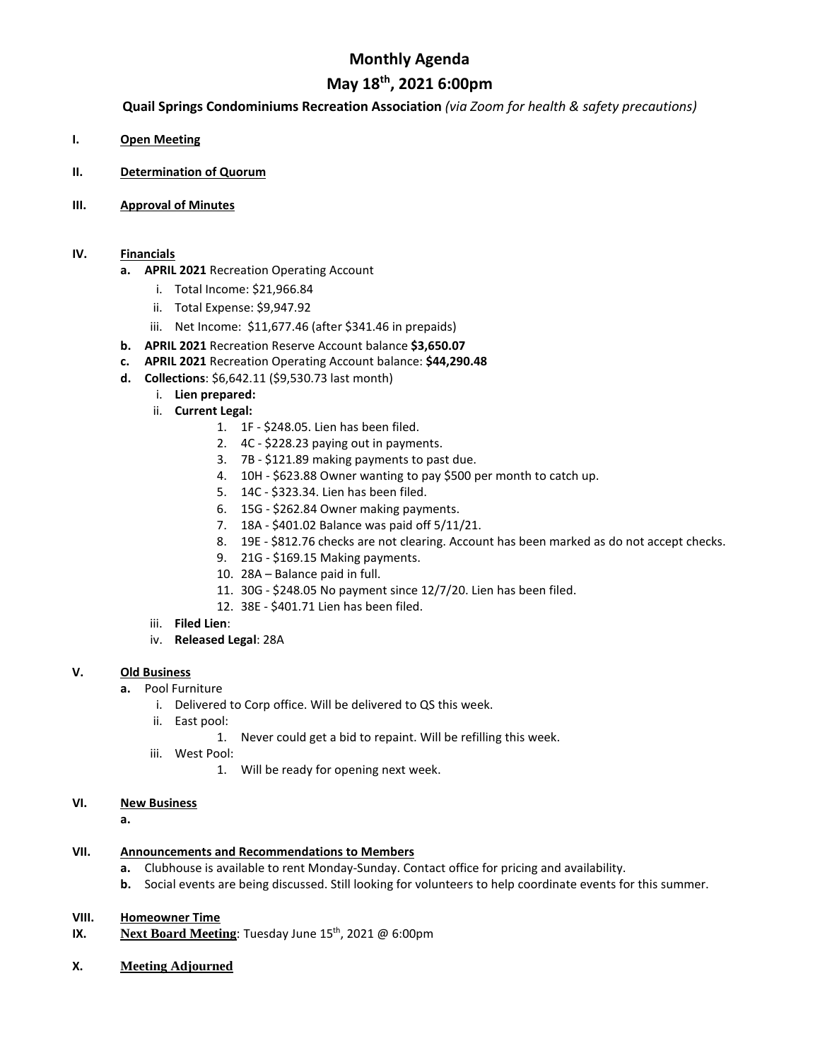# Monthly Agenda

## May 18th, 2021 6:00pm

**Quail Springs Condominiums Recreation Association** *(via Zoom for health & safety precautions)*

**I. Open Meeting**

**II. Determination of Quorum**

**III. Approval of Minutes**

**IV. Financials**

- **a. APRIL 2021** Recreation Operating Account
  - i. Total Income: $21,966.84
  - ii. Total Expense: $9,947.92
  - iii. Net Income: $11,677.46 (after $341.46 in prepaids)
- **b. APRIL 2021** Recreation Reserve Account balance **$3,650.07**
- **c. APRIL 2021** Recreation Operating Account balance: **$44,290.48**
- **d. Collections**: $6,642.11 ($9,530.73 last month)
  - i. **Lien prepared:**
  - ii. **Current Legal:**
    1. 1F - $248.05. Lien has been filed.
    2. 4C - $228.23 paying out in payments.
    3. 7B - $121.89 making payments to past due.
    4. 10H - $623.88 Owner wanting to pay $500 per month to catch up.
    5. 14C - $323.34. Lien has been filed.
    6. 15G - $262.84 Owner making payments.
    7. 18A - $401.02 Balance was paid off 5/11/21.
    8. 19E - $812.76 checks are not clearing. Account has been marked as do not accept checks.
    9. 21G - $169.15 Making payments.
    10. 28A – Balance paid in full.
    11. 30G - $248.05 No payment since 12/7/20. Lien has been filed.
    12. 38E - $401.71 Lien has been filed.
  - iii. **Filed Lien**:
  - iv. **Released Legal**: 28A

**V. Old Business**

- **a.** Pool Furniture
  - i. Delivered to Corp office. Will be delivered to QS this week.
  - ii. East pool:
    1. Never could get a bid to repaint. Will be refilling this week.
  - iii. West Pool:
    1. Will be ready for opening next week.

**VI. New Business**

- **a.**

**VII. Announcements and Recommendations to Members**

- **a.** Clubhouse is available to rent Monday-Sunday. Contact office for pricing and availability.
- **b.** Social events are being discussed. Still looking for volunteers to help coordinate events for this summer.

**VIII. Homeowner Time**

**IX. Next Board Meeting**: Tuesday June 15th, 2021 @ 6:00pm

**X. Meeting Adjourned**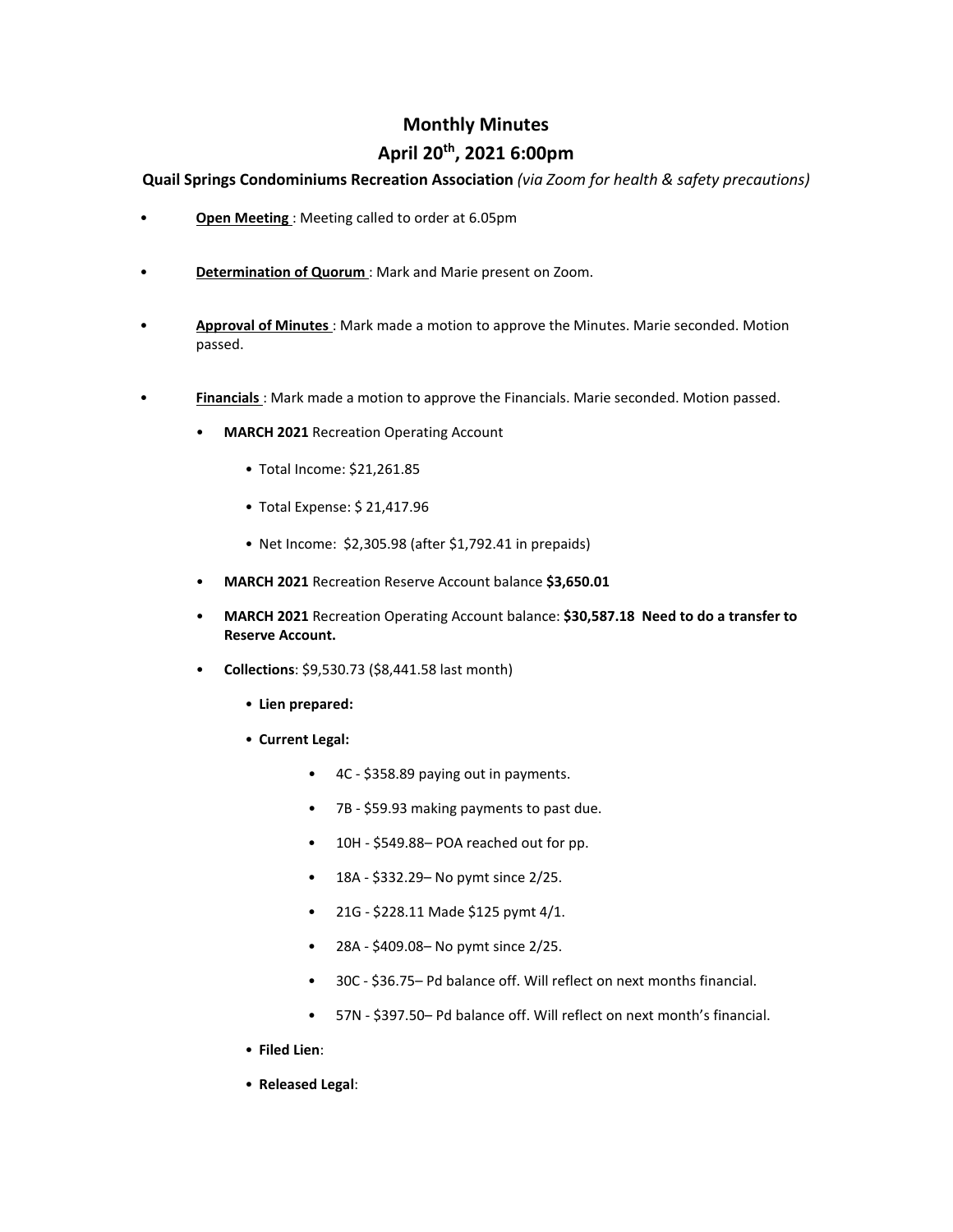# Monthly Minutes

## April 20th, 2021 6:00pm

**Quail Springs Condominiums Recreation Association** *(via Zoom for health & safety precautions)*

- **Open Meeting** : Meeting called to order at 6.05pm
- **Determination of Quorum** : Mark and Marie present on Zoom.
- **Approval of Minutes** : Mark made a motion to approve the Minutes. Marie seconded. Motion passed.
- **Financials** : Mark made a motion to approve the Financials. Marie seconded. Motion passed.
  - **MARCH 2021** Recreation Operating Account
    - Total Income: $21,261.85
    - Total Expense: $ 21,417.96
    - Net Income: $2,305.98 (after $1,792.41 in prepaids)
  - **MARCH 2021** Recreation Reserve Account balance **$3,650.01**
  - **MARCH 2021** Recreation Operating Account balance: **$30,587.18 Need to do a transfer to Reserve Account.**
  - **Collections**: $9,530.73 ($8,441.58 last month)
    - **Lien prepared:**
    - **Current Legal:**
      - 4C - $358.89 paying out in payments.
      - 7B - $59.93 making payments to past due.
      - 10H - $549.88– POA reached out for pp.
      - 18A - $332.29– No pymt since 2/25.
      - 21G - $228.11 Made $125 pymt 4/1.
      - 28A - $409.08– No pymt since 2/25.
      - 30C - $36.75– Pd balance off. Will reflect on next months financial.
      - 57N - $397.50– Pd balance off. Will reflect on next month's financial.
    - **Filed Lien**:
    - **Released Legal**: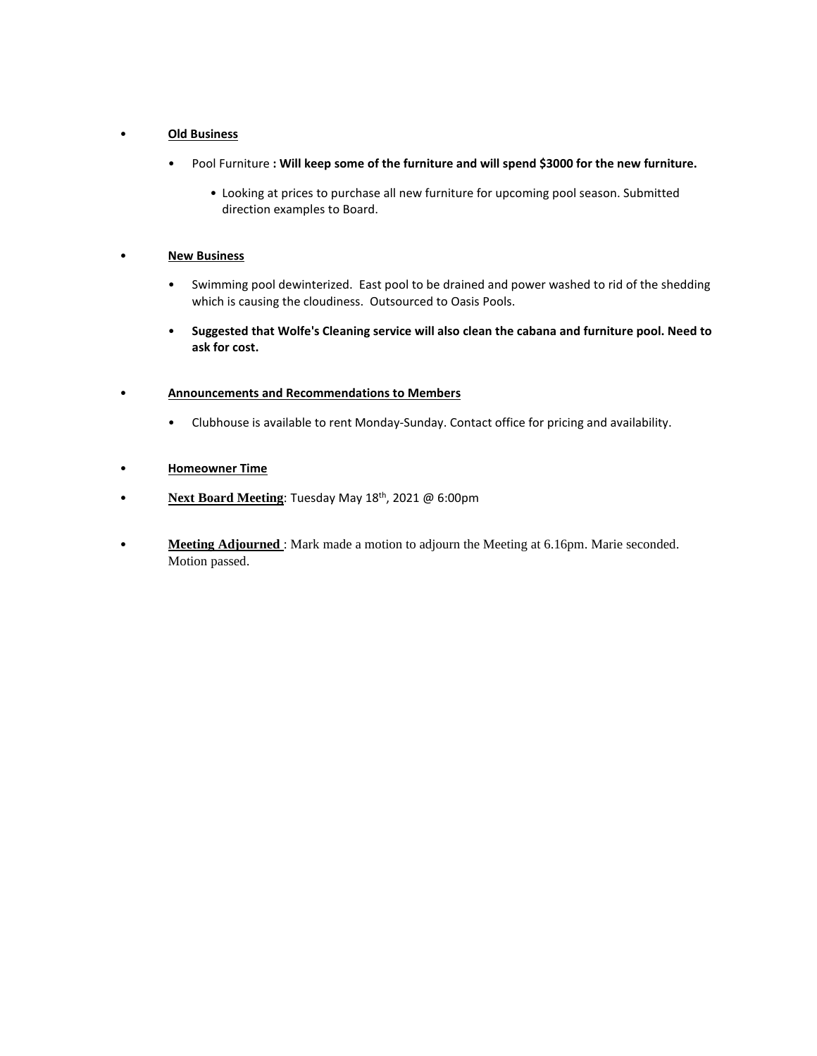- **Old Business**
  - Pool Furniture **: Will keep some of the furniture and will spend $3000 for the new furniture.**
    - Looking at prices to purchase all new furniture for upcoming pool season. Submitted direction examples to Board.

- **New Business**
  - Swimming pool dewinterized. East pool to be drained and power washed to rid of the shedding which is causing the cloudiness. Outsourced to Oasis Pools.
  - **Suggested that Wolfe's Cleaning service will also clean the cabana and furniture pool. Need to ask for cost.**

- **Announcements and Recommendations to Members**
  - Clubhouse is available to rent Monday-Sunday. Contact office for pricing and availability.

- **Homeowner Time**

- **Next Board Meeting**: Tuesday May 18th, 2021 @ 6:00pm

- **Meeting Adjourned** : Mark made a motion to adjourn the Meeting at 6.16pm. Marie seconded. Motion passed.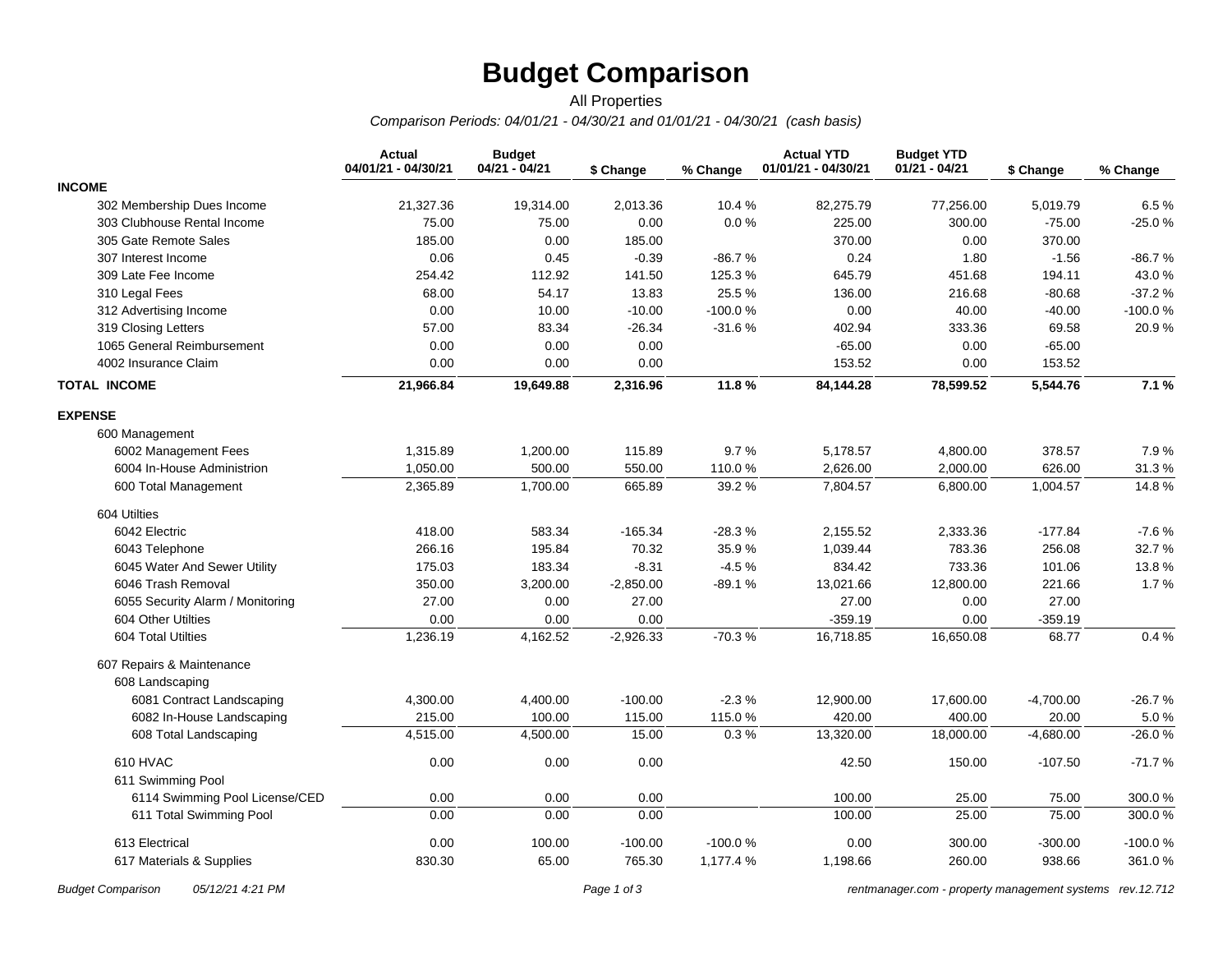# Budget Comparison

All Properties

*Comparison Periods: 04/01/21 - 04/30/21 and 01/01/21 - 04/30/21 (cash basis)*

| | Actual 04/01/21 - 04/30/21 | Budget 04/21 - 04/21 | $ Change | % Change | Actual YTD 01/01/21 - 04/30/21 | Budget YTD 01/21 - 04/21 | $ Change | % Change |
|---|---|---|---|---|---|---|---|---|
| **INCOME** | | | | | | | | |
| 302 Membership Dues Income | 21,327.36 | 19,314.00 | 2,013.36 | 10.4 % | 82,275.79 | 77,256.00 | 5,019.79 | 6.5 % |
| 303 Clubhouse Rental Income | 75.00 | 75.00 | 0.00 | 0.0 % | 225.00 | 300.00 | -75.00 | -25.0 % |
| 305 Gate Remote Sales | 185.00 | 0.00 | 185.00 | | 370.00 | 0.00 | 370.00 | |
| 307 Interest Income | 0.06 | 0.45 | -0.39 | -86.7 % | 0.24 | 1.80 | -1.56 | -86.7 % |
| 309 Late Fee Income | 254.42 | 112.92 | 141.50 | 125.3 % | 645.79 | 451.68 | 194.11 | 43.0 % |
| 310 Legal Fees | 68.00 | 54.17 | 13.83 | 25.5 % | 136.00 | 216.68 | -80.68 | -37.2 % |
| 312 Advertising Income | 0.00 | 10.00 | -10.00 | -100.0 % | 0.00 | 40.00 | -40.00 | -100.0 % |
| 319 Closing Letters | 57.00 | 83.34 | -26.34 | -31.6 % | 402.94 | 333.36 | 69.58 | 20.9 % |
| 1065 General Reimbursement | 0.00 | 0.00 | 0.00 | | -65.00 | 0.00 | -65.00 | |
| 4002 Insurance Claim | 0.00 | 0.00 | 0.00 | | 153.52 | 0.00 | 153.52 | |
| **TOTAL INCOME** | **21,966.84** | **19,649.88** | **2,316.96** | **11.8 %** | **84,144.28** | **78,599.52** | **5,544.76** | **7.1 %** |
| **EXPENSE** | | | | | | | | |
| 600 Management | | | | | | | | |
| 6002 Management Fees | 1,315.89 | 1,200.00 | 115.89 | 9.7 % | 5,178.57 | 4,800.00 | 378.57 | 7.9 % |
| 6004 In-House Administrion | 1,050.00 | 500.00 | 550.00 | 110.0 % | 2,626.00 | 2,000.00 | 626.00 | 31.3 % |
| 600 Total Management | 2,365.89 | 1,700.00 | 665.89 | 39.2 % | 7,804.57 | 6,800.00 | 1,004.57 | 14.8 % |
| 604 Utilties | | | | | | | | |
| 6042 Electric | 418.00 | 583.34 | -165.34 | -28.3 % | 2,155.52 | 2,333.36 | -177.84 | -7.6 % |
| 6043 Telephone | 266.16 | 195.84 | 70.32 | 35.9 % | 1,039.44 | 783.36 | 256.08 | 32.7 % |
| 6045 Water And Sewer Utility | 175.03 | 183.34 | -8.31 | -4.5 % | 834.42 | 733.36 | 101.06 | 13.8 % |
| 6046 Trash Removal | 350.00 | 3,200.00 | -2,850.00 | -89.1 % | 13,021.66 | 12,800.00 | 221.66 | 1.7 % |
| 6055 Security Alarm / Monitoring | 27.00 | 0.00 | 27.00 | | 27.00 | 0.00 | 27.00 | |
| 604 Other Utilties | 0.00 | 0.00 | 0.00 | | -359.19 | 0.00 | -359.19 | |
| 604 Total Utilties | 1,236.19 | 4,162.52 | -2,926.33 | -70.3 % | 16,718.85 | 16,650.08 | 68.77 | 0.4 % |
| 607 Repairs & Maintenance | | | | | | | | |
| 608 Landscaping | | | | | | | | |
| 6081 Contract Landscaping | 4,300.00 | 4,400.00 | -100.00 | -2.3 % | 12,900.00 | 17,600.00 | -4,700.00 | -26.7 % |
| 6082 In-House Landscaping | 215.00 | 100.00 | 115.00 | 115.0 % | 420.00 | 400.00 | 20.00 | 5.0 % |
| 608 Total Landscaping | 4,515.00 | 4,500.00 | 15.00 | 0.3 % | 13,320.00 | 18,000.00 | -4,680.00 | -26.0 % |
| 610 HVAC | 0.00 | 0.00 | 0.00 | | 42.50 | 150.00 | -107.50 | -71.7 % |
| 611 Swimming Pool | | | | | | | | |
| 6114 Swimming Pool License/CED | 0.00 | 0.00 | 0.00 | | 100.00 | 25.00 | 75.00 | 300.0 % |
| 611 Total Swimming Pool | 0.00 | 0.00 | 0.00 | | 100.00 | 25.00 | 75.00 | 300.0 % |
| 613 Electrical | 0.00 | 100.00 | -100.00 | -100.0 % | 0.00 | 300.00 | -300.00 | -100.0 % |
| 617 Materials & Supplies | 830.30 | 65.00 | 765.30 | 1,177.4 % | 1,198.66 | 260.00 | 938.66 | 361.0 % |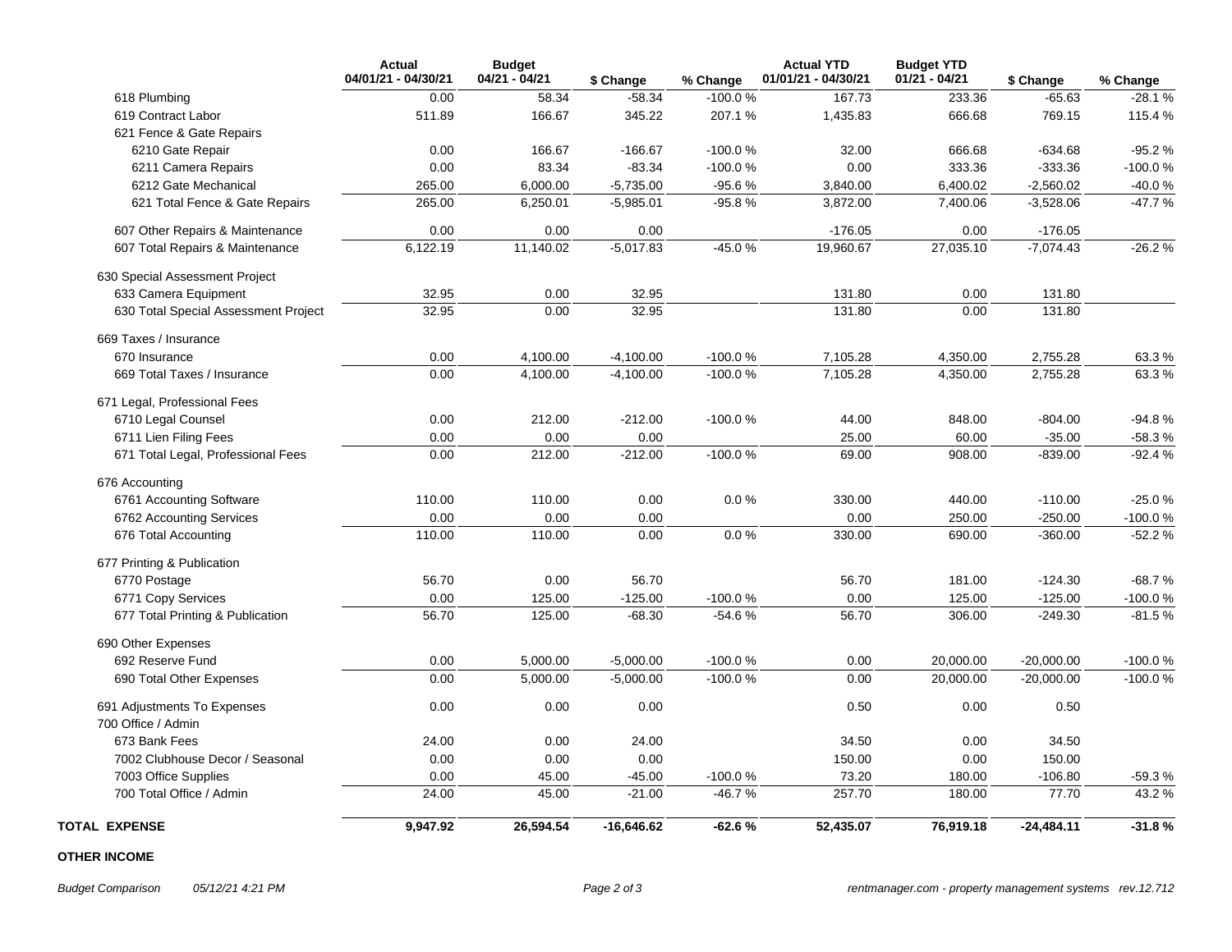| | Actual 04/01/21 - 04/30/21 | Budget 04/21 - 04/21 | $ Change | % Change | Actual YTD 01/01/21 - 04/30/21 | Budget YTD 01/21 - 04/21 | $ Change | % Change |
|---|---|---|---|---|---|---|---|---|
| 618 Plumbing | 0.00 | 58.34 | -58.34 | -100.0 % | 167.73 | 233.36 | -65.63 | -28.1 % |
| 619 Contract Labor | 511.89 | 166.67 | 345.22 | 207.1 % | 1,435.83 | 666.68 | 769.15 | 115.4 % |
| 621 Fence & Gate Repairs | | | | | | | | |
| 6210 Gate Repair | 0.00 | 166.67 | -166.67 | -100.0 % | 32.00 | 666.68 | -634.68 | -95.2 % |
| 6211 Camera Repairs | 0.00 | 83.34 | -83.34 | -100.0 % | 0.00 | 333.36 | -333.36 | -100.0 % |
| 6212 Gate Mechanical | 265.00 | 6,000.00 | -5,735.00 | -95.6 % | 3,840.00 | 6,400.02 | -2,560.02 | -40.0 % |
| 621 Total Fence & Gate Repairs | 265.00 | 6,250.01 | -5,985.01 | -95.8 % | 3,872.00 | 7,400.06 | -3,528.06 | -47.7 % |
| 607 Other Repairs & Maintenance | 0.00 | 0.00 | 0.00 | | -176.05 | 0.00 | -176.05 | |
| 607 Total Repairs & Maintenance | 6,122.19 | 11,140.02 | -5,017.83 | -45.0 % | 19,960.67 | 27,035.10 | -7,074.43 | -26.2 % |
| 630 Special Assessment Project | | | | | | | | |
| 633 Camera Equipment | 32.95 | 0.00 | 32.95 | | 131.80 | 0.00 | 131.80 | |
| 630 Total Special Assessment Project | 32.95 | 0.00 | 32.95 | | 131.80 | 0.00 | 131.80 | |
| 669 Taxes / Insurance | | | | | | | | |
| 670 Insurance | 0.00 | 4,100.00 | -4,100.00 | -100.0 % | 7,105.28 | 4,350.00 | 2,755.28 | 63.3 % |
| 669 Total Taxes / Insurance | 0.00 | 4,100.00 | -4,100.00 | -100.0 % | 7,105.28 | 4,350.00 | 2,755.28 | 63.3 % |
| 671 Legal, Professional Fees | | | | | | | | |
| 6710 Legal Counsel | 0.00 | 212.00 | -212.00 | -100.0 % | 44.00 | 848.00 | -804.00 | -94.8 % |
| 6711 Lien Filing Fees | 0.00 | 0.00 | 0.00 | | 25.00 | 60.00 | -35.00 | -58.3 % |
| 671 Total Legal, Professional Fees | 0.00 | 212.00 | -212.00 | -100.0 % | 69.00 | 908.00 | -839.00 | -92.4 % |
| 676 Accounting | | | | | | | | |
| 6761 Accounting Software | 110.00 | 110.00 | 0.00 | 0.0 % | 330.00 | 440.00 | -110.00 | -25.0 % |
| 6762 Accounting Services | 0.00 | 0.00 | 0.00 | | 0.00 | 250.00 | -250.00 | -100.0 % |
| 676 Total Accounting | 110.00 | 110.00 | 0.00 | 0.0 % | 330.00 | 690.00 | -360.00 | -52.2 % |
| 677 Printing & Publication | | | | | | | | |
| 6770 Postage | 56.70 | 0.00 | 56.70 | | 56.70 | 181.00 | -124.30 | -68.7 % |
| 6771 Copy Services | 0.00 | 125.00 | -125.00 | -100.0 % | 0.00 | 125.00 | -125.00 | -100.0 % |
| 677 Total Printing & Publication | 56.70 | 125.00 | -68.30 | -54.6 % | 56.70 | 306.00 | -249.30 | -81.5 % |
| 690 Other Expenses | | | | | | | | |
| 692 Reserve Fund | 0.00 | 5,000.00 | -5,000.00 | -100.0 % | 0.00 | 20,000.00 | -20,000.00 | -100.0 % |
| 690 Total Other Expenses | 0.00 | 5,000.00 | -5,000.00 | -100.0 % | 0.00 | 20,000.00 | -20,000.00 | -100.0 % |
| 691 Adjustments To Expenses | 0.00 | 0.00 | 0.00 | | 0.50 | 0.00 | 0.50 | |
| 700 Office / Admin | | | | | | | | |
| 673 Bank Fees | 24.00 | 0.00 | 24.00 | | 34.50 | 0.00 | 34.50 | |
| 7002 Clubhouse Decor / Seasonal | 0.00 | 0.00 | 0.00 | | 150.00 | 0.00 | 150.00 | |
| 7003 Office Supplies | 0.00 | 45.00 | -45.00 | -100.0 % | 73.20 | 180.00 | -106.80 | -59.3 % |
| 700 Total Office / Admin | 24.00 | 45.00 | -21.00 | -46.7 % | 257.70 | 180.00 | 77.70 | 43.2 % |
| **TOTAL EXPENSE** | **9,947.92** | **26,594.54** | **-16,646.62** | **-62.6 %** | **52,435.07** | **76,919.18** | **-24,484.11** | **-31.8 %** |

**OTHER INCOME**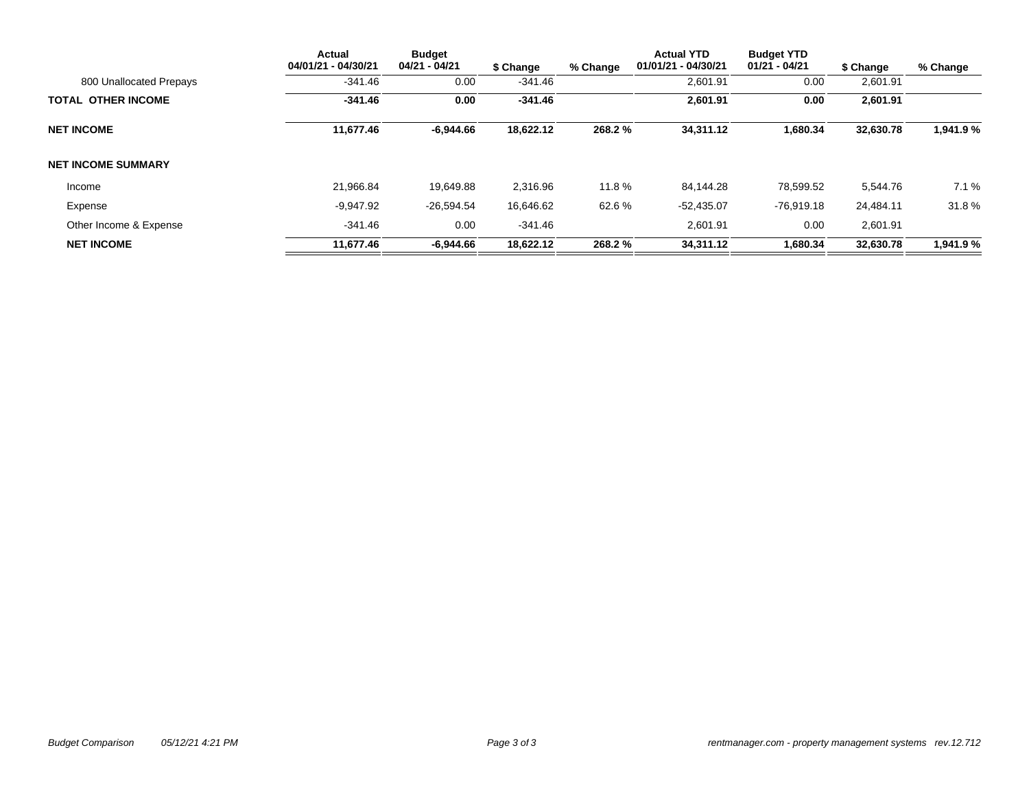| | Actual 04/01/21 - 04/30/21 | Budget 04/21 - 04/21 | $ Change | % Change | Actual YTD 01/01/21 - 04/30/21 | Budget YTD 01/21 - 04/21 | $ Change | % Change |
|---|---|---|---|---|---|---|---|---|
| 800 Unallocated Prepays | -341.46 | 0.00 | -341.46 | | 2,601.91 | 0.00 | 2,601.91 | |
| **TOTAL OTHER INCOME** | **-341.46** | **0.00** | **-341.46** | | **2,601.91** | **0.00** | **2,601.91** | |
| **NET INCOME** | **11,677.46** | **-6,944.66** | **18,622.12** | **268.2 %** | **34,311.12** | **1,680.34** | **32,630.78** | **1,941.9 %** |
| **NET INCOME SUMMARY** | | | | | | | | |
| Income | 21,966.84 | 19,649.88 | 2,316.96 | 11.8 % | 84,144.28 | 78,599.52 | 5,544.76 | 7.1 % |
| Expense | -9,947.92 | -26,594.54 | 16,646.62 | 62.6 % | -52,435.07 | -76,919.18 | 24,484.11 | 31.8 % |
| Other Income & Expense | -341.46 | 0.00 | -341.46 | | 2,601.91 | 0.00 | 2,601.91 | |
| **NET INCOME** | **11,677.46** | **-6,944.66** | **18,622.12** | **268.2 %** | **34,311.12** | **1,680.34** | **32,630.78** | **1,941.9 %** |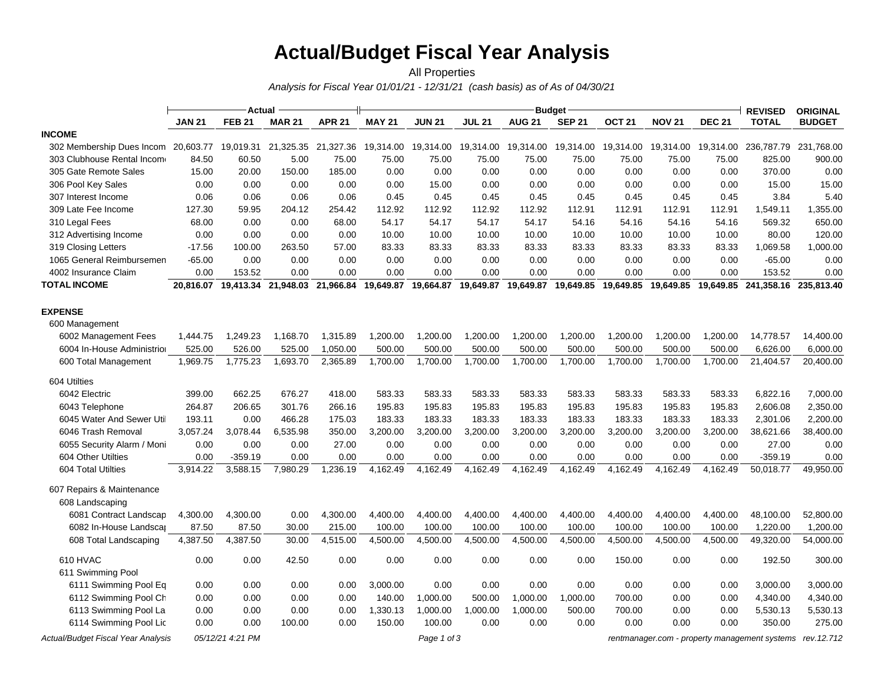# Actual/Budget Fiscal Year Analysis

All Properties

*Analysis for Fiscal Year 01/01/21 - 12/31/21 (cash basis) as of As of 04/30/21*

| | Actual | | | | Budget | | | | | | | | REVISED | ORIGINAL |
|---|---|---|---|---|---|---|---|---|---|---|---|---|---|---|
| | JAN 21 | FEB 21 | MAR 21 | APR 21 | MAY 21 | JUN 21 | JUL 21 | AUG 21 | SEP 21 | OCT 21 | NOV 21 | DEC 21 | TOTAL | BUDGET |
| **INCOME** | | | | | | | | | | | | | | |
| 302 Membership Dues Incom | 20,603.77 | 19,019.31 | 21,325.35 | 21,327.36 | 19,314.00 | 19,314.00 | 19,314.00 | 19,314.00 | 19,314.00 | 19,314.00 | 19,314.00 | 19,314.00 | 236,787.79 | 231,768.00 |
| 303 Clubhouse Rental Incom | 84.50 | 60.50 | 5.00 | 75.00 | 75.00 | 75.00 | 75.00 | 75.00 | 75.00 | 75.00 | 75.00 | 75.00 | 825.00 | 900.00 |
| 305 Gate Remote Sales | 15.00 | 20.00 | 150.00 | 185.00 | 0.00 | 0.00 | 0.00 | 0.00 | 0.00 | 0.00 | 0.00 | 0.00 | 370.00 | 0.00 |
| 306 Pool Key Sales | 0.00 | 0.00 | 0.00 | 0.00 | 0.00 | 15.00 | 0.00 | 0.00 | 0.00 | 0.00 | 0.00 | 0.00 | 15.00 | 15.00 |
| 307 Interest Income | 0.06 | 0.06 | 0.06 | 0.06 | 0.45 | 0.45 | 0.45 | 0.45 | 0.45 | 0.45 | 0.45 | 0.45 | 3.84 | 5.40 |
| 309 Late Fee Income | 127.30 | 59.95 | 204.12 | 254.42 | 112.92 | 112.92 | 112.92 | 112.92 | 112.91 | 112.91 | 112.91 | 112.91 | 1,549.11 | 1,355.00 |
| 310 Legal Fees | 68.00 | 0.00 | 0.00 | 68.00 | 54.17 | 54.17 | 54.17 | 54.17 | 54.16 | 54.16 | 54.16 | 54.16 | 569.32 | 650.00 |
| 312 Advertising Income | 0.00 | 0.00 | 0.00 | 0.00 | 10.00 | 10.00 | 10.00 | 10.00 | 10.00 | 10.00 | 10.00 | 10.00 | 80.00 | 120.00 |
| 319 Closing Letters | -17.56 | 100.00 | 263.50 | 57.00 | 83.33 | 83.33 | 83.33 | 83.33 | 83.33 | 83.33 | 83.33 | 83.33 | 1,069.58 | 1,000.00 |
| 1065 General Reimbursemen | -65.00 | 0.00 | 0.00 | 0.00 | 0.00 | 0.00 | 0.00 | 0.00 | 0.00 | 0.00 | 0.00 | 0.00 | -65.00 | 0.00 |
| 4002 Insurance Claim | 0.00 | 153.52 | 0.00 | 0.00 | 0.00 | 0.00 | 0.00 | 0.00 | 0.00 | 0.00 | 0.00 | 0.00 | 153.52 | 0.00 |
| **TOTAL INCOME** | **20,816.07** | **19,413.34** | **21,948.03** | **21,966.84** | **19,649.87** | **19,664.87** | **19,649.87** | **19,649.87** | **19,649.85** | **19,649.85** | **19,649.85** | **19,649.85** | **241,358.16** | **235,813.40** |
| **EXPENSE** | | | | | | | | | | | | | | |
| 600 Management | | | | | | | | | | | | | | |
| 6002 Management Fees | 1,444.75 | 1,249.23 | 1,168.70 | 1,315.89 | 1,200.00 | 1,200.00 | 1,200.00 | 1,200.00 | 1,200.00 | 1,200.00 | 1,200.00 | 1,200.00 | 14,778.57 | 14,400.00 |
| 6004 In-House Administratior | 525.00 | 526.00 | 525.00 | 1,050.00 | 500.00 | 500.00 | 500.00 | 500.00 | 500.00 | 500.00 | 500.00 | 500.00 | 6,626.00 | 6,000.00 |
| 600 Total Management | 1,969.75 | 1,775.23 | 1,693.70 | 2,365.89 | 1,700.00 | 1,700.00 | 1,700.00 | 1,700.00 | 1,700.00 | 1,700.00 | 1,700.00 | 1,700.00 | 21,404.57 | 20,400.00 |
| 604 Utilties | | | | | | | | | | | | | | |
| 6042 Electric | 399.00 | 662.25 | 676.27 | 418.00 | 583.33 | 583.33 | 583.33 | 583.33 | 583.33 | 583.33 | 583.33 | 583.33 | 6,822.16 | 7,000.00 |
| 6043 Telephone | 264.87 | 206.65 | 301.76 | 266.16 | 195.83 | 195.83 | 195.83 | 195.83 | 195.83 | 195.83 | 195.83 | 195.83 | 2,606.08 | 2,350.00 |
| 6045 Water And Sewer Util | 193.11 | 0.00 | 466.28 | 175.03 | 183.33 | 183.33 | 183.33 | 183.33 | 183.33 | 183.33 | 183.33 | 183.33 | 2,301.06 | 2,200.00 |
| 6046 Trash Removal | 3,057.24 | 3,078.44 | 6,535.98 | 350.00 | 3,200.00 | 3,200.00 | 3,200.00 | 3,200.00 | 3,200.00 | 3,200.00 | 3,200.00 | 3,200.00 | 38,621.66 | 38,400.00 |
| 6055 Security Alarm / Moni | 0.00 | 0.00 | 0.00 | 27.00 | 0.00 | 0.00 | 0.00 | 0.00 | 0.00 | 0.00 | 0.00 | 0.00 | 27.00 | 0.00 |
| 604 Other Utilties | 0.00 | -359.19 | 0.00 | 0.00 | 0.00 | 0.00 | 0.00 | 0.00 | 0.00 | 0.00 | 0.00 | 0.00 | -359.19 | 0.00 |
| 604 Total Utilties | 3,914.22 | 3,588.15 | 7,980.29 | 1,236.19 | 4,162.49 | 4,162.49 | 4,162.49 | 4,162.49 | 4,162.49 | 4,162.49 | 4,162.49 | 4,162.49 | 50,018.77 | 49,950.00 |
| 607 Repairs & Maintenance | | | | | | | | | | | | | | |
| 608 Landscaping | | | | | | | | | | | | | | |
| 6081 Contract Landscap | 4,300.00 | 4,300.00 | 0.00 | 4,300.00 | 4,400.00 | 4,400.00 | 4,400.00 | 4,400.00 | 4,400.00 | 4,400.00 | 4,400.00 | 4,400.00 | 48,100.00 | 52,800.00 |
| 6082 In-House Landscap | 87.50 | 87.50 | 30.00 | 215.00 | 100.00 | 100.00 | 100.00 | 100.00 | 100.00 | 100.00 | 100.00 | 100.00 | 1,220.00 | 1,200.00 |
| 608 Total Landscaping | 4,387.50 | 4,387.50 | 30.00 | 4,515.00 | 4,500.00 | 4,500.00 | 4,500.00 | 4,500.00 | 4,500.00 | 4,500.00 | 4,500.00 | 4,500.00 | 49,320.00 | 54,000.00 |
| 610 HVAC | 0.00 | 0.00 | 42.50 | 0.00 | 0.00 | 0.00 | 0.00 | 0.00 | 0.00 | 150.00 | 0.00 | 0.00 | 192.50 | 300.00 |
| 611 Swimming Pool | | | | | | | | | | | | | | |
| 6111 Swimming Pool Eq | 0.00 | 0.00 | 0.00 | 0.00 | 3,000.00 | 0.00 | 0.00 | 0.00 | 0.00 | 0.00 | 0.00 | 0.00 | 3,000.00 | 3,000.00 |
| 6112 Swimming Pool Ch | 0.00 | 0.00 | 0.00 | 0.00 | 140.00 | 1,000.00 | 500.00 | 1,000.00 | 1,000.00 | 700.00 | 0.00 | 0.00 | 4,340.00 | 4,340.00 |
| 6113 Swimming Pool La | 0.00 | 0.00 | 0.00 | 0.00 | 1,330.13 | 1,000.00 | 1,000.00 | 1,000.00 | 500.00 | 700.00 | 0.00 | 0.00 | 5,530.13 | 5,530.13 |
| 6114 Swimming Pool Lic | 0.00 | 0.00 | 100.00 | 0.00 | 150.00 | 100.00 | 0.00 | 0.00 | 0.00 | 0.00 | 0.00 | 0.00 | 350.00 | 275.00 |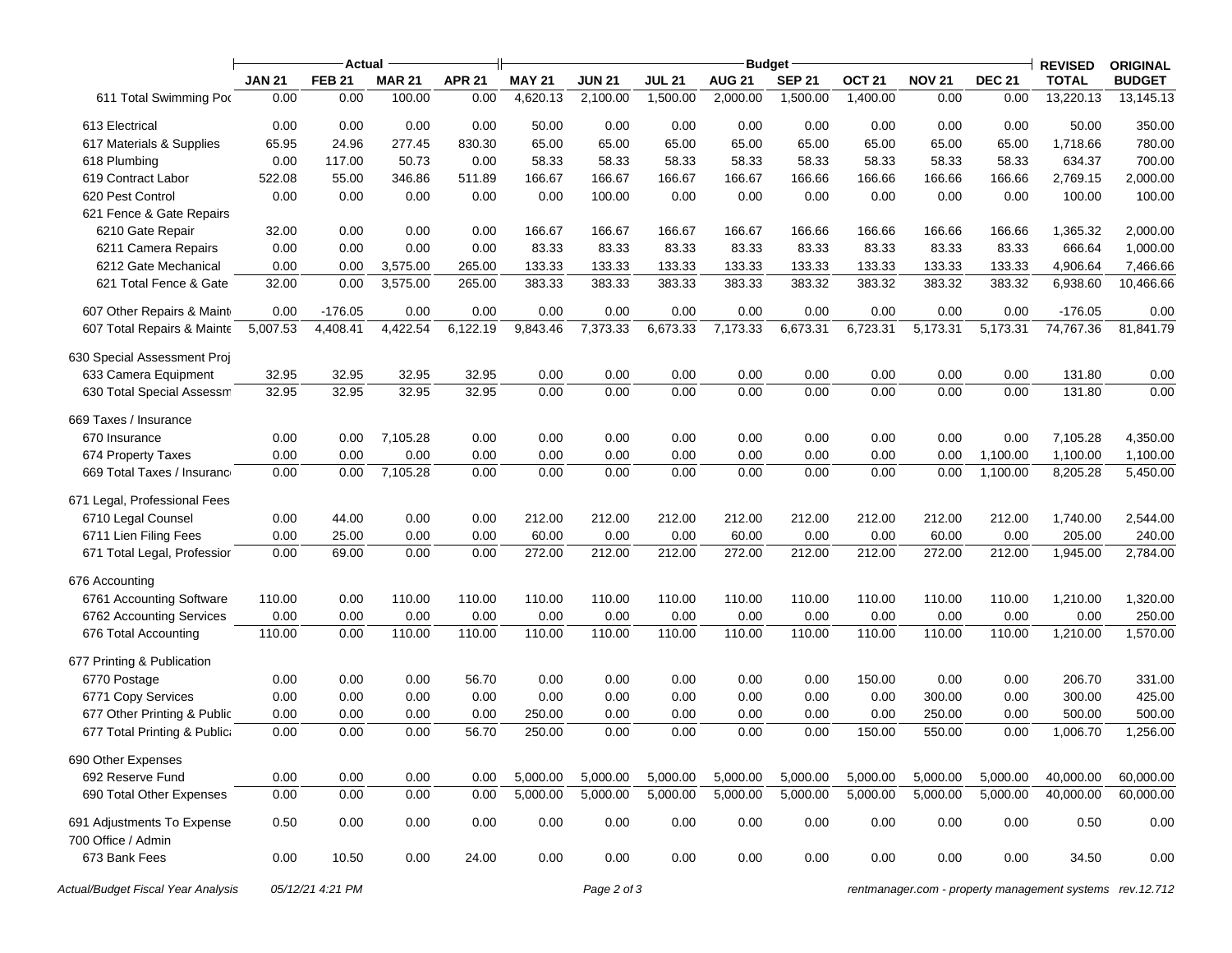| | Actual | | | | Budget | | | | | | | | REVISED | ORIGINAL |
|---|---|---|---|---|---|---|---|---|---|---|---|---|---|---|
| | JAN 21 | FEB 21 | MAR 21 | APR 21 | MAY 21 | JUN 21 | JUL 21 | AUG 21 | SEP 21 | OCT 21 | NOV 21 | DEC 21 | TOTAL | BUDGET |
| 611 Total Swimming Poo | 0.00 | 0.00 | 100.00 | 0.00 | 4,620.13 | 2,100.00 | 1,500.00 | 2,000.00 | 1,500.00 | 1,400.00 | 0.00 | 0.00 | 13,220.13 | 13,145.13 |
| 613 Electrical | 0.00 | 0.00 | 0.00 | 0.00 | 50.00 | 0.00 | 0.00 | 0.00 | 0.00 | 0.00 | 0.00 | 0.00 | 50.00 | 350.00 |
| 617 Materials & Supplies | 65.95 | 24.96 | 277.45 | 830.30 | 65.00 | 65.00 | 65.00 | 65.00 | 65.00 | 65.00 | 65.00 | 65.00 | 1,718.66 | 780.00 |
| 618 Plumbing | 0.00 | 117.00 | 50.73 | 0.00 | 58.33 | 58.33 | 58.33 | 58.33 | 58.33 | 58.33 | 58.33 | 58.33 | 634.37 | 700.00 |
| 619 Contract Labor | 522.08 | 55.00 | 346.86 | 511.89 | 166.67 | 166.67 | 166.67 | 166.67 | 166.66 | 166.66 | 166.66 | 166.66 | 2,769.15 | 2,000.00 |
| 620 Pest Control | 0.00 | 0.00 | 0.00 | 0.00 | 0.00 | 100.00 | 0.00 | 0.00 | 0.00 | 0.00 | 0.00 | 0.00 | 100.00 | 100.00 |
| 621 Fence & Gate Repairs | | | | | | | | | | | | | | |
| 6210 Gate Repair | 32.00 | 0.00 | 0.00 | 0.00 | 166.67 | 166.67 | 166.67 | 166.67 | 166.66 | 166.66 | 166.66 | 166.66 | 1,365.32 | 2,000.00 |
| 6211 Camera Repairs | 0.00 | 0.00 | 0.00 | 0.00 | 83.33 | 83.33 | 83.33 | 83.33 | 83.33 | 83.33 | 83.33 | 83.33 | 666.64 | 1,000.00 |
| 6212 Gate Mechanical | 0.00 | 0.00 | 3,575.00 | 265.00 | 133.33 | 133.33 | 133.33 | 133.33 | 133.33 | 133.33 | 133.33 | 133.33 | 4,906.64 | 7,466.66 |
| 621 Total Fence & Gate | 32.00 | 0.00 | 3,575.00 | 265.00 | 383.33 | 383.33 | 383.33 | 383.33 | 383.32 | 383.32 | 383.32 | 383.32 | 6,938.60 | 10,466.66 |
| 607 Other Repairs & Maint | 0.00 | -176.05 | 0.00 | 0.00 | 0.00 | 0.00 | 0.00 | 0.00 | 0.00 | 0.00 | 0.00 | 0.00 | -176.05 | 0.00 |
| 607 Total Repairs & Mainte | 5,007.53 | 4,408.41 | 4,422.54 | 6,122.19 | 9,843.46 | 7,373.33 | 6,673.33 | 7,173.33 | 6,673.31 | 6,723.31 | 5,173.31 | 5,173.31 | 74,767.36 | 81,841.79 |
| 630 Special Assessment Proj | | | | | | | | | | | | | | |
| 633 Camera Equipment | 32.95 | 32.95 | 32.95 | 32.95 | 0.00 | 0.00 | 0.00 | 0.00 | 0.00 | 0.00 | 0.00 | 0.00 | 131.80 | 0.00 |
| 630 Total Special Assessm | 32.95 | 32.95 | 32.95 | 32.95 | 0.00 | 0.00 | 0.00 | 0.00 | 0.00 | 0.00 | 0.00 | 0.00 | 131.80 | 0.00 |
| 669 Taxes / Insurance | | | | | | | | | | | | | | |
| 670 Insurance | 0.00 | 0.00 | 7,105.28 | 0.00 | 0.00 | 0.00 | 0.00 | 0.00 | 0.00 | 0.00 | 0.00 | 0.00 | 7,105.28 | 4,350.00 |
| 674 Property Taxes | 0.00 | 0.00 | 0.00 | 0.00 | 0.00 | 0.00 | 0.00 | 0.00 | 0.00 | 0.00 | 0.00 | 1,100.00 | 1,100.00 | 1,100.00 |
| 669 Total Taxes / Insuranc | 0.00 | 0.00 | 7,105.28 | 0.00 | 0.00 | 0.00 | 0.00 | 0.00 | 0.00 | 0.00 | 0.00 | 1,100.00 | 8,205.28 | 5,450.00 |
| 671 Legal, Professional Fees | | | | | | | | | | | | | | |
| 6710 Legal Counsel | 0.00 | 44.00 | 0.00 | 0.00 | 212.00 | 212.00 | 212.00 | 212.00 | 212.00 | 212.00 | 212.00 | 212.00 | 1,740.00 | 2,544.00 |
| 6711 Lien Filing Fees | 0.00 | 25.00 | 0.00 | 0.00 | 60.00 | 0.00 | 0.00 | 60.00 | 0.00 | 0.00 | 60.00 | 0.00 | 205.00 | 240.00 |
| 671 Total Legal, Professior | 0.00 | 69.00 | 0.00 | 0.00 | 272.00 | 212.00 | 212.00 | 272.00 | 212.00 | 212.00 | 272.00 | 212.00 | 1,945.00 | 2,784.00 |
| 676 Accounting | | | | | | | | | | | | | | |
| 6761 Accounting Software | 110.00 | 0.00 | 110.00 | 110.00 | 110.00 | 110.00 | 110.00 | 110.00 | 110.00 | 110.00 | 110.00 | 110.00 | 1,210.00 | 1,320.00 |
| 6762 Accounting Services | 0.00 | 0.00 | 0.00 | 0.00 | 0.00 | 0.00 | 0.00 | 0.00 | 0.00 | 0.00 | 0.00 | 0.00 | 0.00 | 250.00 |
| 676 Total Accounting | 110.00 | 0.00 | 110.00 | 110.00 | 110.00 | 110.00 | 110.00 | 110.00 | 110.00 | 110.00 | 110.00 | 110.00 | 1,210.00 | 1,570.00 |
| 677 Printing & Publication | | | | | | | | | | | | | | |
| 6770 Postage | 0.00 | 0.00 | 0.00 | 56.70 | 0.00 | 0.00 | 0.00 | 0.00 | 0.00 | 150.00 | 0.00 | 0.00 | 206.70 | 331.00 |
| 6771 Copy Services | 0.00 | 0.00 | 0.00 | 0.00 | 0.00 | 0.00 | 0.00 | 0.00 | 0.00 | 0.00 | 300.00 | 0.00 | 300.00 | 425.00 |
| 677 Other Printing & Public | 0.00 | 0.00 | 0.00 | 0.00 | 250.00 | 0.00 | 0.00 | 0.00 | 0.00 | 0.00 | 250.00 | 0.00 | 500.00 | 500.00 |
| 677 Total Printing & Public | 0.00 | 0.00 | 0.00 | 56.70 | 250.00 | 0.00 | 0.00 | 0.00 | 0.00 | 150.00 | 550.00 | 0.00 | 1,006.70 | 1,256.00 |
| 690 Other Expenses | | | | | | | | | | | | | | |
| 692 Reserve Fund | 0.00 | 0.00 | 0.00 | 0.00 | 5,000.00 | 5,000.00 | 5,000.00 | 5,000.00 | 5,000.00 | 5,000.00 | 5,000.00 | 5,000.00 | 40,000.00 | 60,000.00 |
| 690 Total Other Expenses | 0.00 | 0.00 | 0.00 | 0.00 | 5,000.00 | 5,000.00 | 5,000.00 | 5,000.00 | 5,000.00 | 5,000.00 | 5,000.00 | 5,000.00 | 40,000.00 | 60,000.00 |
| 691 Adjustments To Expense | 0.50 | 0.00 | 0.00 | 0.00 | 0.00 | 0.00 | 0.00 | 0.00 | 0.00 | 0.00 | 0.00 | 0.00 | 0.50 | 0.00 |
| 700 Office / Admin | | | | | | | | | | | | | | |
| 673 Bank Fees | 0.00 | 10.50 | 0.00 | 24.00 | 0.00 | 0.00 | 0.00 | 0.00 | 0.00 | 0.00 | 0.00 | 0.00 | 34.50 | 0.00 |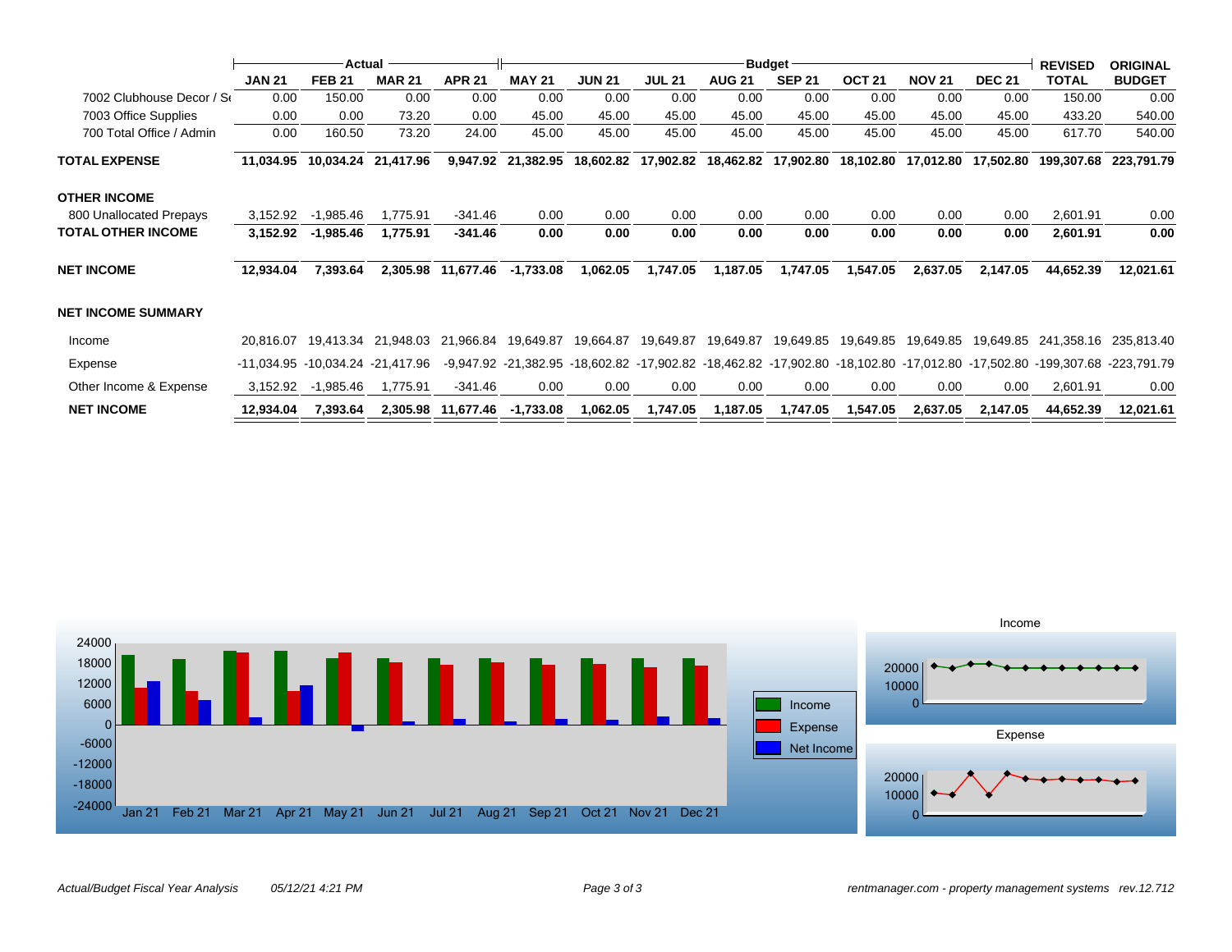| | Actual | | | | Budget | | | | | | | | REVISED | ORIGINAL |
|---|---|---|---|---|---|---|---|---|---|---|---|---|---|---|
| | JAN 21 | FEB 21 | MAR 21 | APR 21 | MAY 21 | JUN 21 | JUL 21 | AUG 21 | SEP 21 | OCT 21 | NOV 21 | DEC 21 | TOTAL | BUDGET |
| 7002 Clubhouse Decor / Se | 0.00 | 150.00 | 0.00 | 0.00 | 0.00 | 0.00 | 0.00 | 0.00 | 0.00 | 0.00 | 0.00 | 0.00 | 150.00 | 0.00 |
| 7003 Office Supplies | 0.00 | 0.00 | 73.20 | 0.00 | 45.00 | 45.00 | 45.00 | 45.00 | 45.00 | 45.00 | 45.00 | 45.00 | 433.20 | 540.00 |
| 700 Total Office / Admin | 0.00 | 160.50 | 73.20 | 24.00 | 45.00 | 45.00 | 45.00 | 45.00 | 45.00 | 45.00 | 45.00 | 45.00 | 617.70 | 540.00 |
| **TOTAL EXPENSE** | **11,034.95** | **10,034.24** | **21,417.96** | **9,947.92** | **21,382.95** | **18,602.82** | **17,902.82** | **18,462.82** | **17,902.80** | **18,102.80** | **17,012.80** | **17,502.80** | **199,307.68** | **223,791.79** |
| **OTHER INCOME** | | | | | | | | | | | | | | |
| 800 Unallocated Prepays | 3,152.92 | -1,985.46 | 1,775.91 | -341.46 | 0.00 | 0.00 | 0.00 | 0.00 | 0.00 | 0.00 | 0.00 | 0.00 | 2,601.91 | 0.00 |
| **TOTAL OTHER INCOME** | **3,152.92** | **-1,985.46** | **1,775.91** | **-341.46** | **0.00** | **0.00** | **0.00** | **0.00** | **0.00** | **0.00** | **0.00** | **0.00** | **2,601.91** | **0.00** |
| **NET INCOME** | **12,934.04** | **7,393.64** | **2,305.98** | **11,677.46** | **-1,733.08** | **1,062.05** | **1,747.05** | **1,187.05** | **1,747.05** | **1,547.05** | **2,637.05** | **2,147.05** | **44,652.39** | **12,021.61** |

**NET INCOME SUMMARY**

| | JAN 21 | FEB 21 | MAR 21 | APR 21 | MAY 21 | JUN 21 | JUL 21 | AUG 21 | SEP 21 | OCT 21 | NOV 21 | DEC 21 | REVISED TOTAL | ORIGINAL BUDGET |
|---|---|---|---|---|---|---|---|---|---|---|---|---|---|---|
| Income | 20,816.07 | 19,413.34 | 21,948.03 | 21,966.84 | 19,649.87 | 19,664.87 | 19,649.87 | 19,649.87 | 19,649.85 | 19,649.85 | 19,649.85 | 19,649.85 | 241,358.16 | 235,813.40 |
| Expense | -11,034.95 | -10,034.24 | -21,417.96 | -9,947.92 | -21,382.95 | -18,602.82 | -17,902.82 | -18,462.82 | -17,902.80 | -18,102.80 | -17,012.80 | -17,502.80 | -199,307.68 | -223,791.79 |
| Other Income & Expense | 3,152.92 | -1,985.46 | 1,775.91 | -341.46 | 0.00 | 0.00 | 0.00 | 0.00 | 0.00 | 0.00 | 0.00 | 0.00 | 2,601.91 | 0.00 |
| **NET INCOME** | **12,934.04** | **7,393.64** | **2,305.98** | **11,677.46** | **-1,733.08** | **1,062.05** | **1,747.05** | **1,187.05** | **1,747.05** | **1,547.05** | **2,637.05** | **2,147.05** | **44,652.39** | **12,021.61** |

*Actual/Budget Fiscal Year Analysis* *05/12/21 4:21 PM*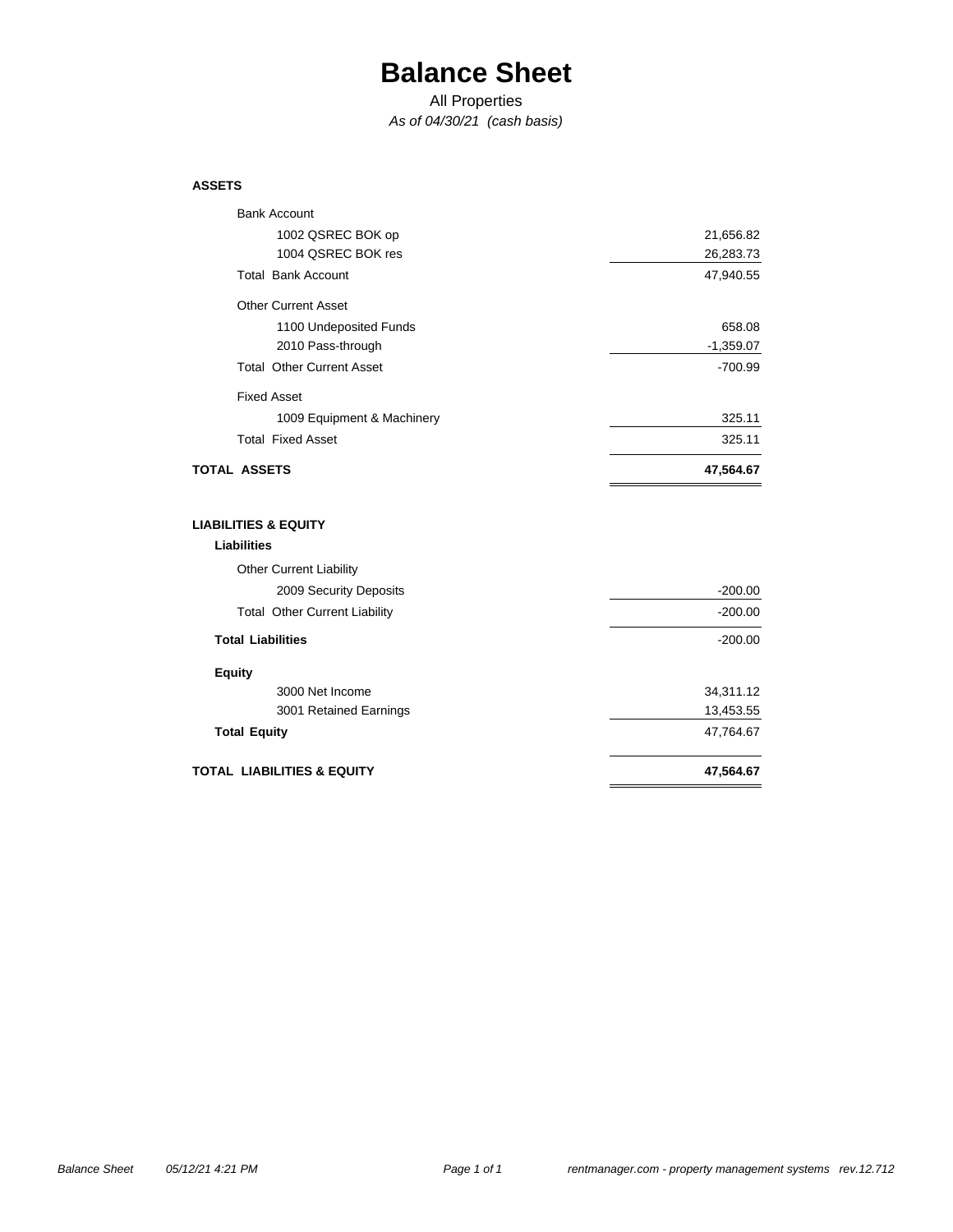# Balance Sheet

All Properties

*As of 04/30/21 (cash basis)*

| | |
|---|---|
| **ASSETS** | |
| Bank Account | |
| 1002 QSREC BOK op | 21,656.82 |
| 1004 QSREC BOK res | 26,283.73 |
| Total Bank Account | 47,940.55 |
| Other Current Asset | |
| 1100 Undeposited Funds | 658.08 |
| 2010 Pass-through | -1,359.07 |
| Total Other Current Asset | -700.99 |
| Fixed Asset | |
| 1009 Equipment & Machinery | 325.11 |
| Total Fixed Asset | 325.11 |
| **TOTAL ASSETS** | **47,564.67** |
| | |
| **LIABILITIES & EQUITY** | |
| **Liabilities** | |
| Other Current Liability | |
| 2009 Security Deposits | -200.00 |
| Total Other Current Liability | -200.00 |
| **Total Liabilities** | -200.00 |
| **Equity** | |
| 3000 Net Income | 34,311.12 |
| 3001 Retained Earnings | 13,453.55 |
| **Total Equity** | 47,764.67 |
| **TOTAL LIABILITIES & EQUITY** | **47,564.67** |